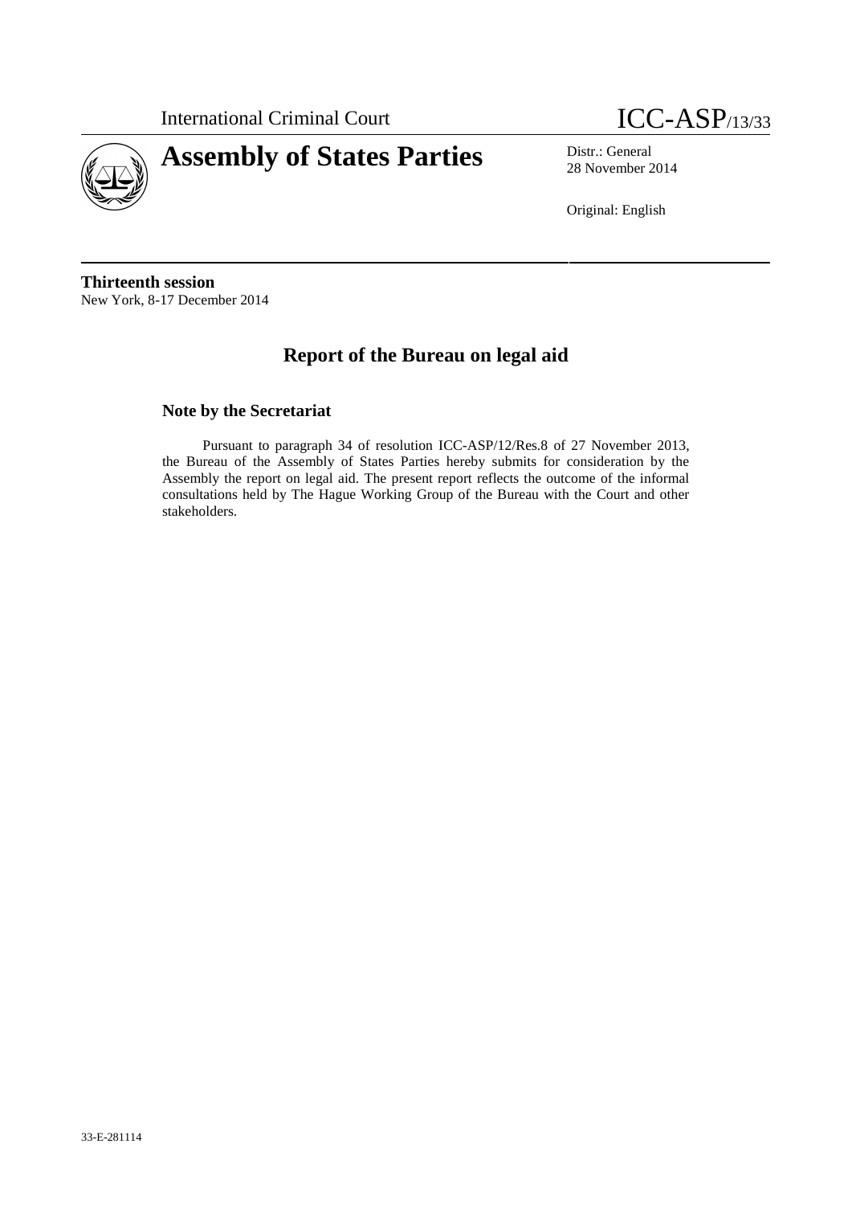International Criminal Court

ICC-ASP/13/33

# Assembly of States Parties

Distr.: General
28 November 2014

Original: English

**Thirteenth session**
New York, 8-17 December 2014

## Report of the Bureau on legal aid

### Note by the Secretariat

Pursuant to paragraph 34 of resolution ICC-ASP/12/Res.8 of 27 November 2013, the Bureau of the Assembly of States Parties hereby submits for consideration by the Assembly the report on legal aid. The present report reflects the outcome of the informal consultations held by The Hague Working Group of the Bureau with the Court and other stakeholders.

33-E-281114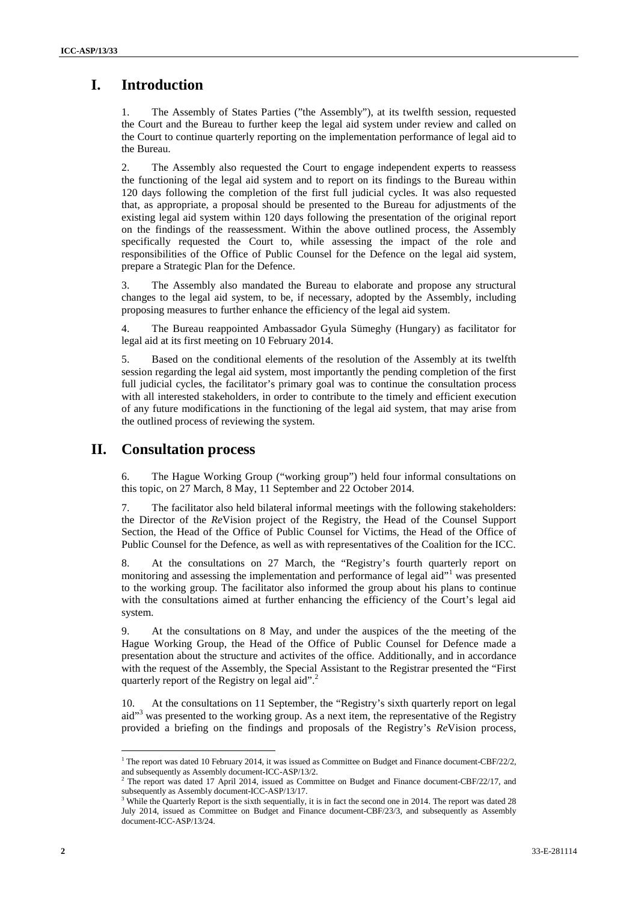# I. Introduction

1. The Assembly of States Parties ("the Assembly"), at its twelfth session, requested the Court and the Bureau to further keep the legal aid system under review and called on the Court to continue quarterly reporting on the implementation performance of legal aid to the Bureau.

2. The Assembly also requested the Court to engage independent experts to reassess the functioning of the legal aid system and to report on its findings to the Bureau within 120 days following the completion of the first full judicial cycles. It was also requested that, as appropriate, a proposal should be presented to the Bureau for adjustments of the existing legal aid system within 120 days following the presentation of the original report on the findings of the reassessment. Within the above outlined process, the Assembly specifically requested the Court to, while assessing the impact of the role and responsibilities of the Office of Public Counsel for the Defence on the legal aid system, prepare a Strategic Plan for the Defence.

3. The Assembly also mandated the Bureau to elaborate and propose any structural changes to the legal aid system, to be, if necessary, adopted by the Assembly, including proposing measures to further enhance the efficiency of the legal aid system.

4. The Bureau reappointed Ambassador Gyula Sümeghy (Hungary) as facilitator for legal aid at its first meeting on 10 February 2014.

5. Based on the conditional elements of the resolution of the Assembly at its twelfth session regarding the legal aid system, most importantly the pending completion of the first full judicial cycles, the facilitator's primary goal was to continue the consultation process with all interested stakeholders, in order to contribute to the timely and efficient execution of any future modifications in the functioning of the legal aid system, that may arise from the outlined process of reviewing the system.

# II. Consultation process

6. The Hague Working Group ("working group") held four informal consultations on this topic, on 27 March, 8 May, 11 September and 22 October 2014.

7. The facilitator also held bilateral informal meetings with the following stakeholders: the Director of the *Re*Vision project of the Registry, the Head of the Counsel Support Section, the Head of the Office of Public Counsel for Victims, the Head of the Office of Public Counsel for the Defence, as well as with representatives of the Coalition for the ICC.

8. At the consultations on 27 March, the "Registry's fourth quarterly report on monitoring and assessing the implementation and performance of legal aid"[1] was presented to the working group. The facilitator also informed the group about his plans to continue with the consultations aimed at further enhancing the efficiency of the Court's legal aid system.

9. At the consultations on 8 May, and under the auspices of the the meeting of the Hague Working Group, the Head of the Office of Public Counsel for Defence made a presentation about the structure and activites of the office. Additionally, and in accordance with the request of the Assembly, the Special Assistant to the Registrar presented the "First quarterly report of the Registry on legal aid".[2]

10. At the consultations on 11 September, the "Registry's sixth quarterly report on legal aid"[3] was presented to the working group. As a next item, the representative of the Registry provided a briefing on the findings and proposals of the Registry's *Re*Vision process,

---

[1] The report was dated 10 February 2014, it was issued as Committee on Budget and Finance document-CBF/22/2, and subsequently as Assembly document-ICC-ASP/13/2.

[2] The report was dated 17 April 2014, issued as Committee on Budget and Finance document-CBF/22/17, and subsequently as Assembly document-ICC-ASP/13/17.

[3] While the Quarterly Report is the sixth sequentially, it is in fact the second one in 2014. The report was dated 28 July 2014, issued as Committee on Budget and Finance document-CBF/23/3, and subsequently as Assembly document-ICC-ASP/13/24.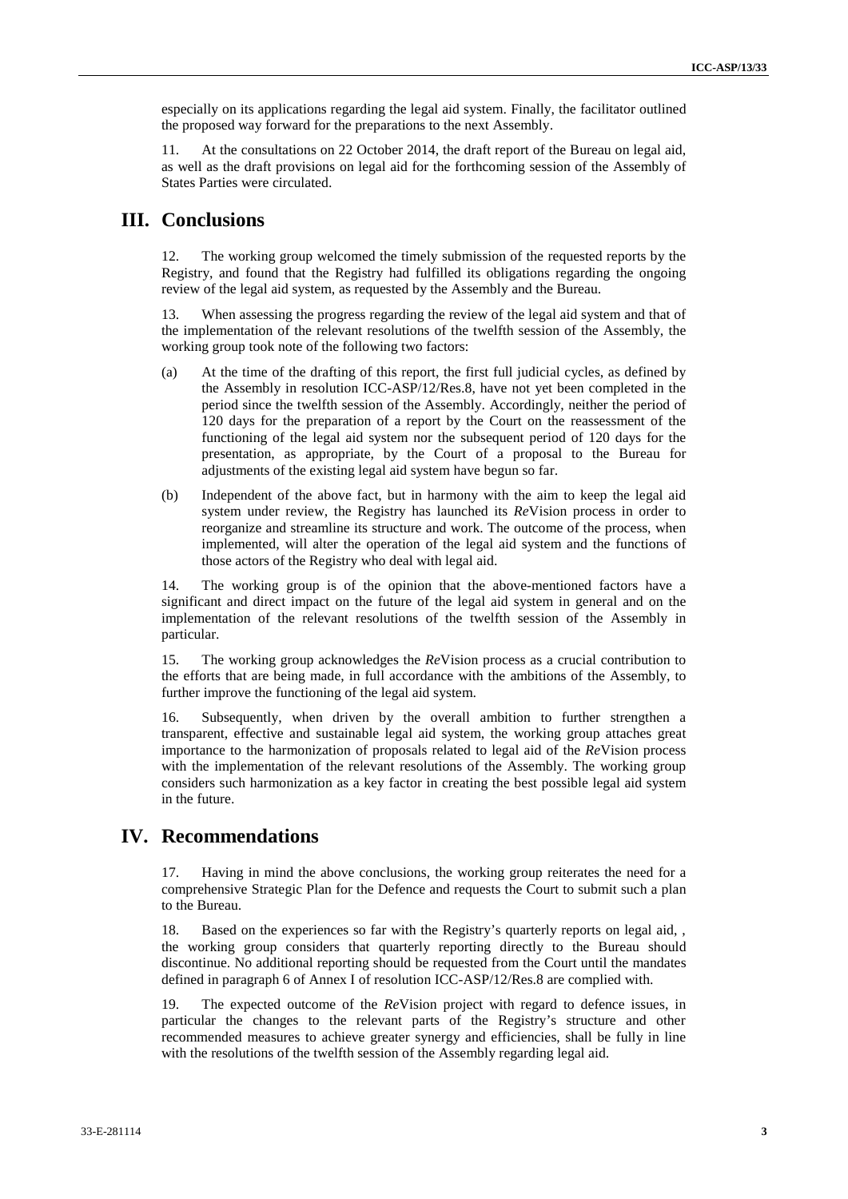especially on its applications regarding the legal aid system. Finally, the facilitator outlined the proposed way forward for the preparations to the next Assembly.

11. At the consultations on 22 October 2014, the draft report of the Bureau on legal aid, as well as the draft provisions on legal aid for the forthcoming session of the Assembly of States Parties were circulated.

## III. Conclusions

12. The working group welcomed the timely submission of the requested reports by the Registry, and found that the Registry had fulfilled its obligations regarding the ongoing review of the legal aid system, as requested by the Assembly and the Bureau.

13. When assessing the progress regarding the review of the legal aid system and that of the implementation of the relevant resolutions of the twelfth session of the Assembly, the working group took note of the following two factors:

(a) At the time of the drafting of this report, the first full judicial cycles, as defined by the Assembly in resolution ICC-ASP/12/Res.8, have not yet been completed in the period since the twelfth session of the Assembly. Accordingly, neither the period of 120 days for the preparation of a report by the Court on the reassessment of the functioning of the legal aid system nor the subsequent period of 120 days for the presentation, as appropriate, by the Court of a proposal to the Bureau for adjustments of the existing legal aid system have begun so far.

(b) Independent of the above fact, but in harmony with the aim to keep the legal aid system under review, the Registry has launched its *Re*Vision process in order to reorganize and streamline its structure and work. The outcome of the process, when implemented, will alter the operation of the legal aid system and the functions of those actors of the Registry who deal with legal aid.

14. The working group is of the opinion that the above-mentioned factors have a significant and direct impact on the future of the legal aid system in general and on the implementation of the relevant resolutions of the twelfth session of the Assembly in particular.

15. The working group acknowledges the *Re*Vision process as a crucial contribution to the efforts that are being made, in full accordance with the ambitions of the Assembly, to further improve the functioning of the legal aid system.

16. Subsequently, when driven by the overall ambition to further strengthen a transparent, effective and sustainable legal aid system, the working group attaches great importance to the harmonization of proposals related to legal aid of the *Re*Vision process with the implementation of the relevant resolutions of the Assembly. The working group considers such harmonization as a key factor in creating the best possible legal aid system in the future.

## IV. Recommendations

17. Having in mind the above conclusions, the working group reiterates the need for a comprehensive Strategic Plan for the Defence and requests the Court to submit such a plan to the Bureau.

18. Based on the experiences so far with the Registry's quarterly reports on legal aid, , the working group considers that quarterly reporting directly to the Bureau should discontinue. No additional reporting should be requested from the Court until the mandates defined in paragraph 6 of Annex I of resolution ICC-ASP/12/Res.8 are complied with.

19. The expected outcome of the *Re*Vision project with regard to defence issues, in particular the changes to the relevant parts of the Registry's structure and other recommended measures to achieve greater synergy and efficiencies, shall be fully in line with the resolutions of the twelfth session of the Assembly regarding legal aid.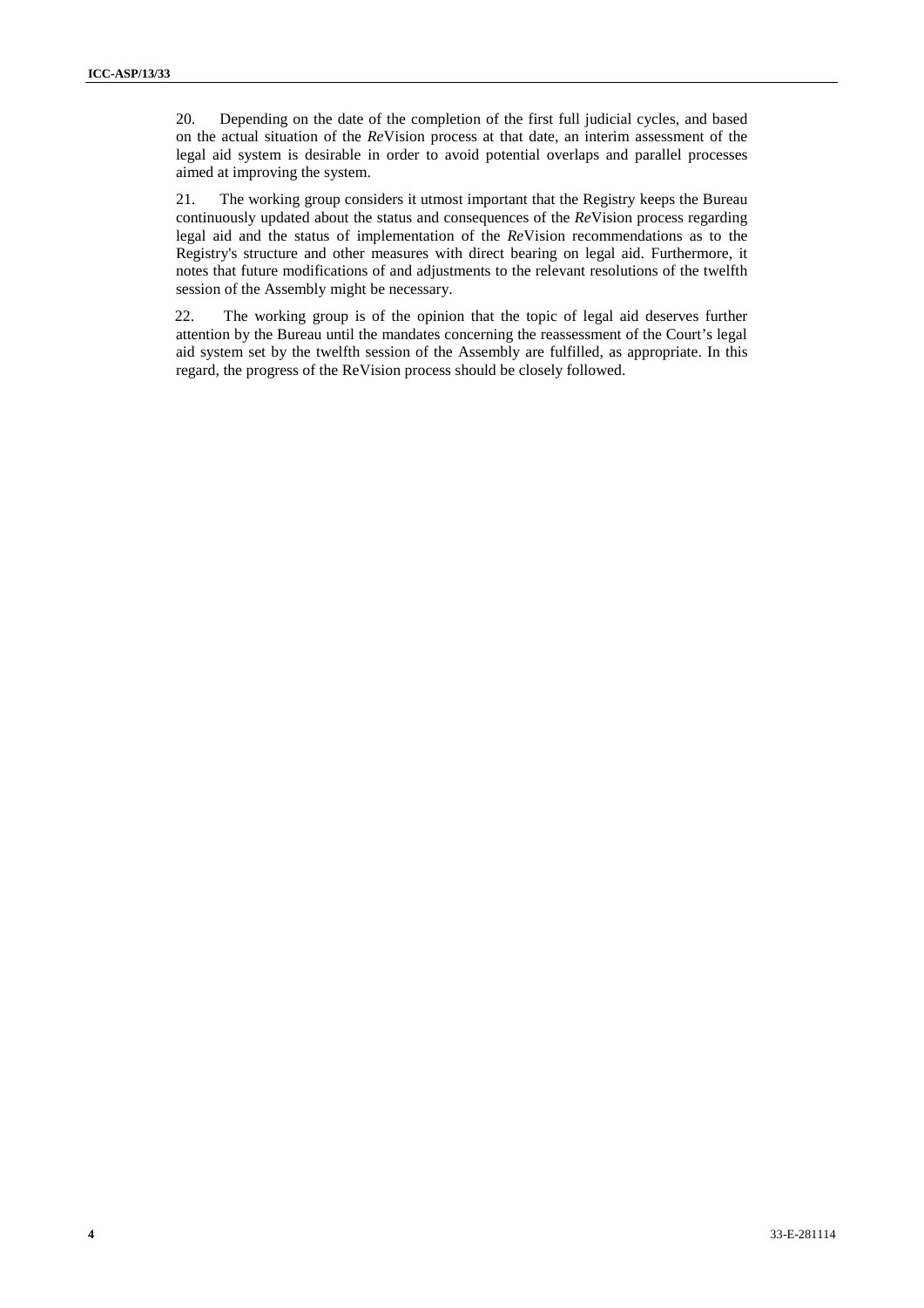20. Depending on the date of the completion of the first full judicial cycles, and based on the actual situation of the *Re*Vision process at that date, an interim assessment of the legal aid system is desirable in order to avoid potential overlaps and parallel processes aimed at improving the system.

21. The working group considers it utmost important that the Registry keeps the Bureau continuously updated about the status and consequences of the *Re*Vision process regarding legal aid and the status of implementation of the *Re*Vision recommendations as to the Registry's structure and other measures with direct bearing on legal aid. Furthermore, it notes that future modifications of and adjustments to the relevant resolutions of the twelfth session of the Assembly might be necessary.

22. The working group is of the opinion that the topic of legal aid deserves further attention by the Bureau until the mandates concerning the reassessment of the Court's legal aid system set by the twelfth session of the Assembly are fulfilled, as appropriate. In this regard, the progress of the ReVision process should be closely followed.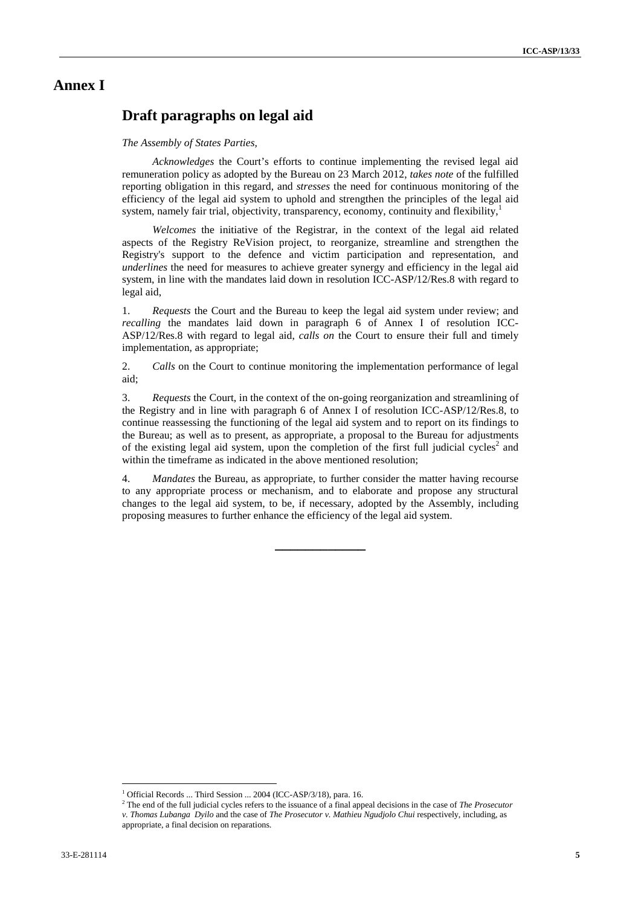# Annex I

## Draft paragraphs on legal aid

*The Assembly of States Parties,*

*Acknowledges* the Court's efforts to continue implementing the revised legal aid remuneration policy as adopted by the Bureau on 23 March 2012, *takes note* of the fulfilled reporting obligation in this regard, and *stresses* the need for continuous monitoring of the efficiency of the legal aid system to uphold and strengthen the principles of the legal aid system, namely fair trial, objectivity, transparency, economy, continuity and flexibility,[1]

*Welcomes* the initiative of the Registrar, in the context of the legal aid related aspects of the Registry ReVision project, to reorganize, streamline and strengthen the Registry's support to the defence and victim participation and representation, and *underlines* the need for measures to achieve greater synergy and efficiency in the legal aid system, in line with the mandates laid down in resolution ICC-ASP/12/Res.8 with regard to legal aid,

1. *Requests* the Court and the Bureau to keep the legal aid system under review; and *recalling* the mandates laid down in paragraph 6 of Annex I of resolution ICC-ASP/12/Res.8 with regard to legal aid, *calls on* the Court to ensure their full and timely implementation, as appropriate;

2. *Calls* on the Court to continue monitoring the implementation performance of legal aid;

3. *Requests* the Court, in the context of the on-going reorganization and streamlining of the Registry and in line with paragraph 6 of Annex I of resolution ICC-ASP/12/Res.8, to continue reassessing the functioning of the legal aid system and to report on its findings to the Bureau; as well as to present, as appropriate, a proposal to the Bureau for adjustments of the existing legal aid system, upon the completion of the first full judicial cycles[2] and within the timeframe as indicated in the above mentioned resolution;

4. *Mandates* the Bureau, as appropriate, to further consider the matter having recourse to any appropriate process or mechanism, and to elaborate and propose any structural changes to the legal aid system, to be, if necessary, adopted by the Assembly, including proposing measures to further enhance the efficiency of the legal aid system.

---

[1] Official Records ... Third Session ... 2004 (ICC-ASP/3/18), para. 16.

[2] The end of the full judicial cycles refers to the issuance of a final appeal decisions in the case of *The Prosecutor v. Thomas Lubanga Dyilo* and the case of *The Prosecutor v. Mathieu Ngudjolo Chui* respectively, including, as appropriate, a final decision on reparations.